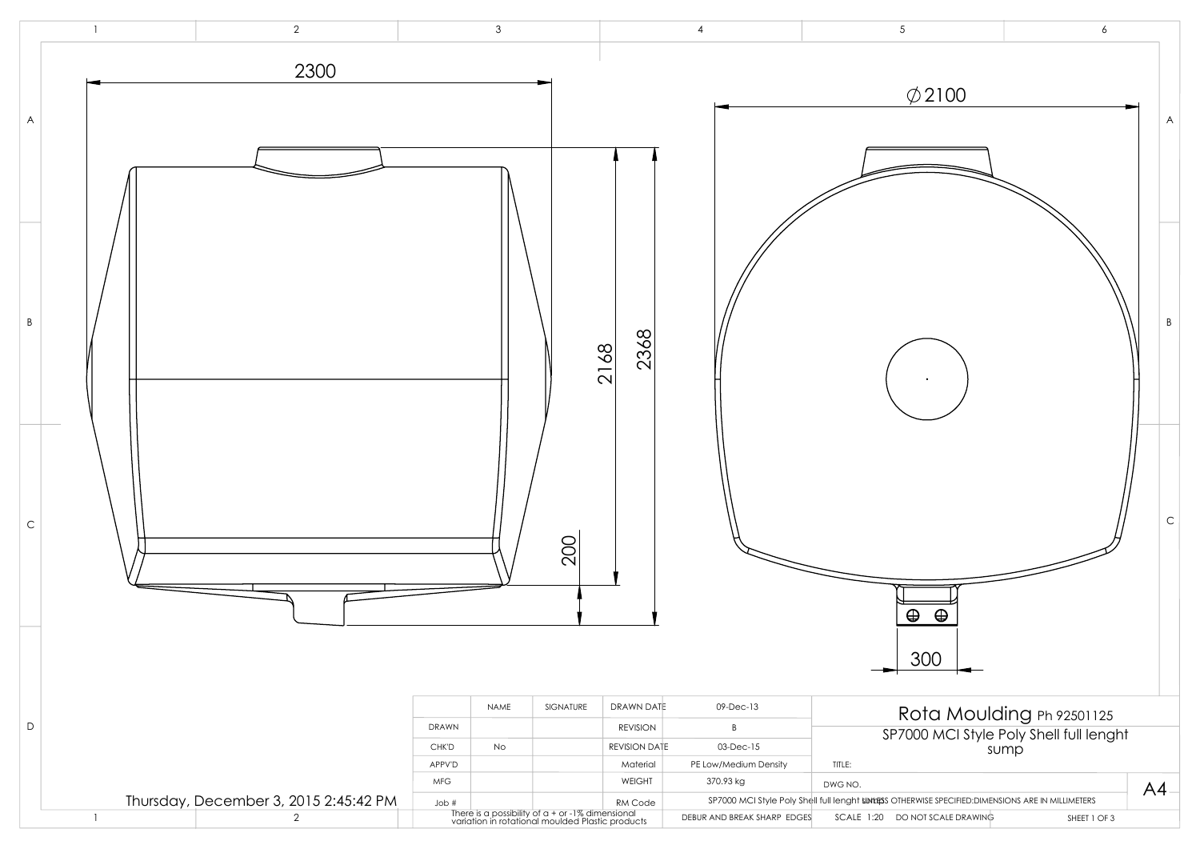2300

2168

2368

200

∅2100

300

Thursday, December 3, 2015 2:45:42 PM

| | NAME | SIGNATURE | DRAWN DATE | 09-Dec-13 |
|---|---|---|---|---|
| DRAWN | | | REVISION | B |
| CHK'D | No | | REVISION DATE | 03-Dec-15 |
| APPV'D | | | Material | PE Low/Medium Density |
| MFG | | | WEIGHT | 370.93 kg |
| Job # | | | RM Code | SP7000 MCI Style Poly Shell full lenght sump |

There is a possibility of a + or -1% dimensional variation in rotational moulded Plastic products

DEBUR AND BREAK SHARP EDGES

**Rota Moulding** Ph 92501125

SP7000 MCI Style Poly Shell full lenght sump

TITLE:

DWG NO.

A4

UNLESS OTHERWISE SPECIFIED:DIMENSIONS ARE IN MILLIMETERS

SCALE 1:20 DO NOT SCALE DRAWING

SHEET 1 OF 3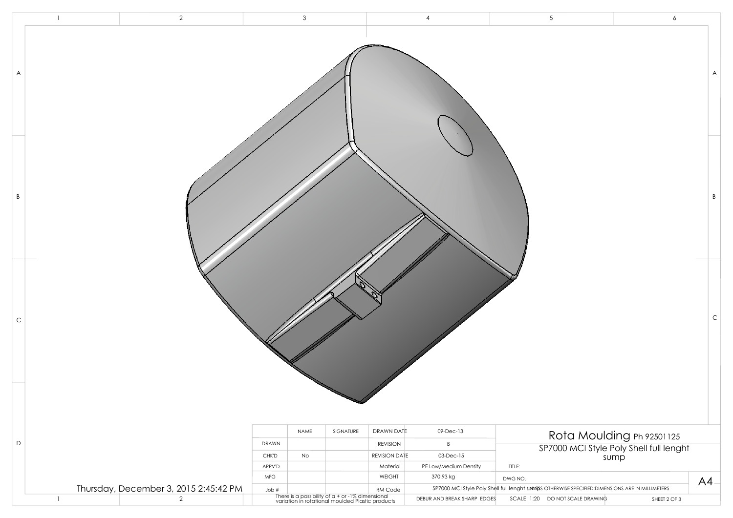Thursday, December 3, 2015 2:45:42 PM

|  | NAME | SIGNATURE | DRAWN DATE | 09-Dec-13 |
|---|---|---|---|---|
| DRAWN |  |  | REVISION | B |
| CHK'D | No |  | REVISION DATE | 03-Dec-15 |
| APPV'D |  |  | Material | PE Low/Medium Density |
| MFG |  |  | WEIGHT | 370.93 kg |
| Job # |  |  | RM Code | SP7000 MCI Style Poly Shell full lenght sump |

There is a possibility of a + or -1% dimensional variation in rotational moulded Plastic products

DEBUR AND BREAK SHARP EDGES

# Rota Moulding Ph 92501125

SP7000 MCI Style Poly Shell full lenght sump

TITLE:

DWG NO.

A4

UNLESS OTHERWISE SPECIFIED: DIMENSIONS ARE IN MILLIMETERS

SCALE 1:20 DO NOT SCALE DRAWING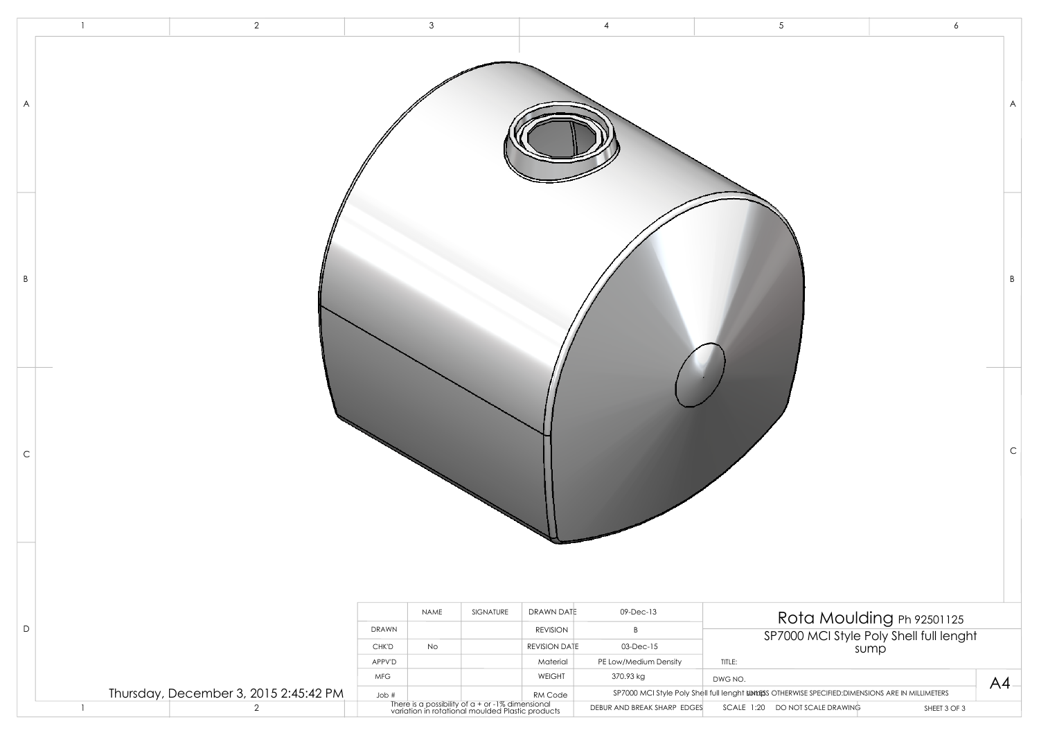Thursday, December 3, 2015 2:45:42 PM

| | NAME | SIGNATURE | DRAWN DATE | 09-Dec-13 |
|---|---|---|---|---|
| DRAWN | | | REVISION | B |
| CHK'D | No | | REVISION DATE | 03-Dec-15 |
| APPV'D | | | Material | PE Low/Medium Density |
| MFG | | | WEIGHT | 370.93 kg |
| Job # | | | RM Code | SP7000 MCI Style Poly Shell full lenght sump |

There is a possibility of a + or -1% dimensional variation in rotational moulded Plastic products

DEBUR AND BREAK SHARP EDGES

# Rota Moulding Ph 92501125

SP7000 MCI Style Poly Shell full lenght sump

TITLE:

DWG NO.

A4

UNLESS OTHERWISE SPECIFIED:DIMENSIONS ARE IN MILLIMETERS

SCALE 1:20 DO NOT SCALE DRAWING SHEET 3 OF 3